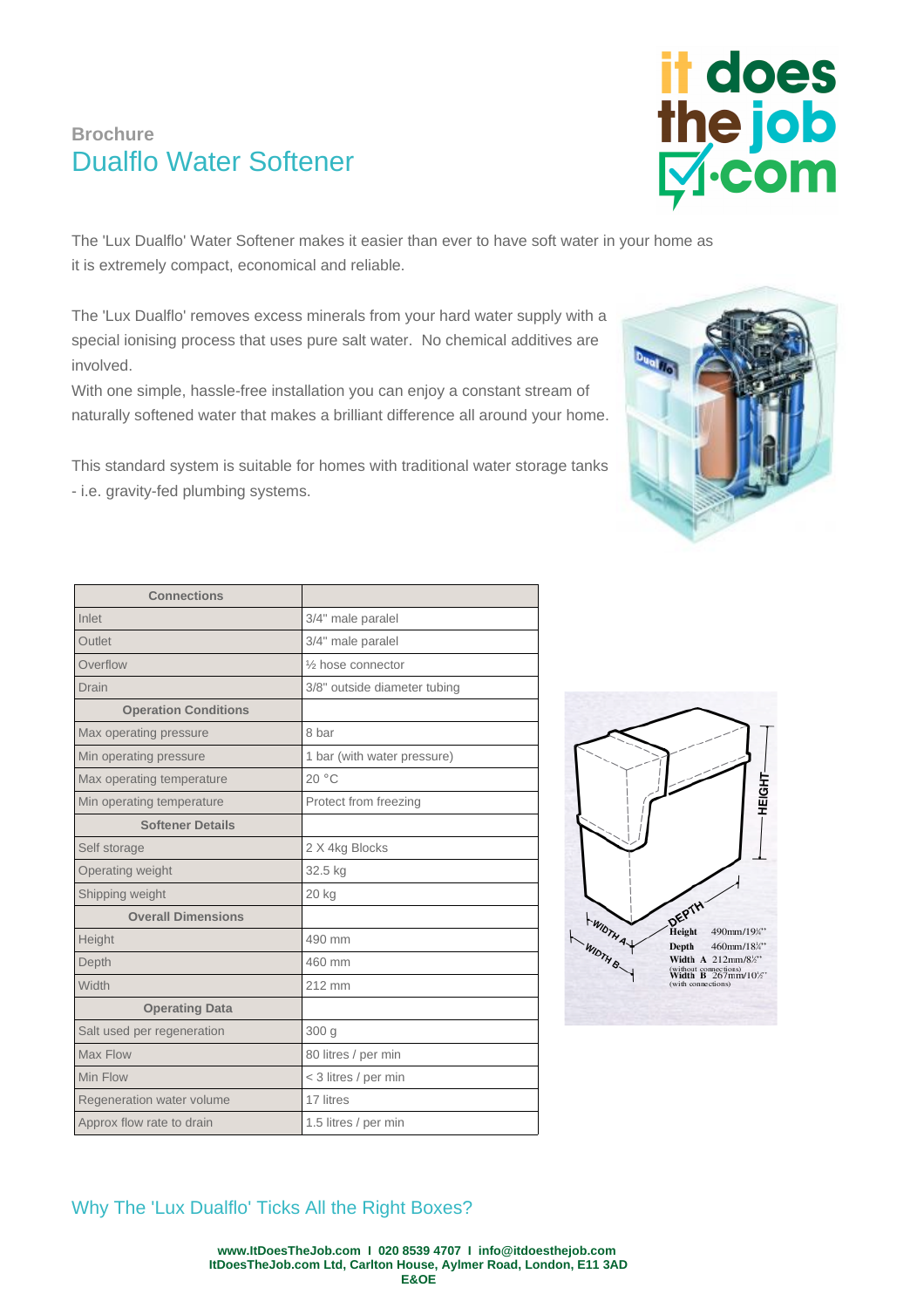Brochure

# Dualflo Water Softener

The 'Lux Dualflo' Water Softener makes it easier than ever to have soft water in your home as it is extremely compact, economical and reliable.

The 'Lux Dualflo' removes excess minerals from your hard water supply with a special ionising process that uses pure salt water. No chemical additives are involved.

With one simple, hassle-free installation you can enjoy a constant stream of naturally softened water that makes a brilliant difference all around your home.

This standard system is suitable for homes with traditional water storage tanks - i.e. gravity-fed plumbing systems.

| Connections | |
|---|---|
| Inlet | 3/4" male paralel |
| Outlet | 3/4" male paralel |
| Overflow | ½ hose connector |
| Drain | 3/8" outside diameter tubing |
| **Operation Conditions** | |
| Max operating pressure | 8 bar |
| Min operating pressure | 1 bar (with water pressure) |
| Max operating temperature | 20 °C |
| Min operating temperature | Protect from freezing |
| **Softener Details** | |
| Self storage | 2 X 4kg Blocks |
| Operating weight | 32.5 kg |
| Shipping weight | 20 kg |
| **Overall Dimensions** | |
| Height | 490 mm |
| Depth | 460 mm |
| Width | 212 mm |
| **Operating Data** | |
| Salt used per regeneration | 300 g |
| Max Flow | 80 litres / per min |
| Min Flow | < 3 litres / per min |
| Regeneration water volume | 17 litres |
| Approx flow rate to drain | 1.5 litres / per min |

## Why The 'Lux Dualflo' Ticks All the Right Boxes?

**www.ItDoesTheJob.com I 020 8539 4707 I info@itdoesthejob.com**
**ItDoesTheJob.com Ltd, Carlton House, Aylmer Road, London, E11 3AD**
**E&OE**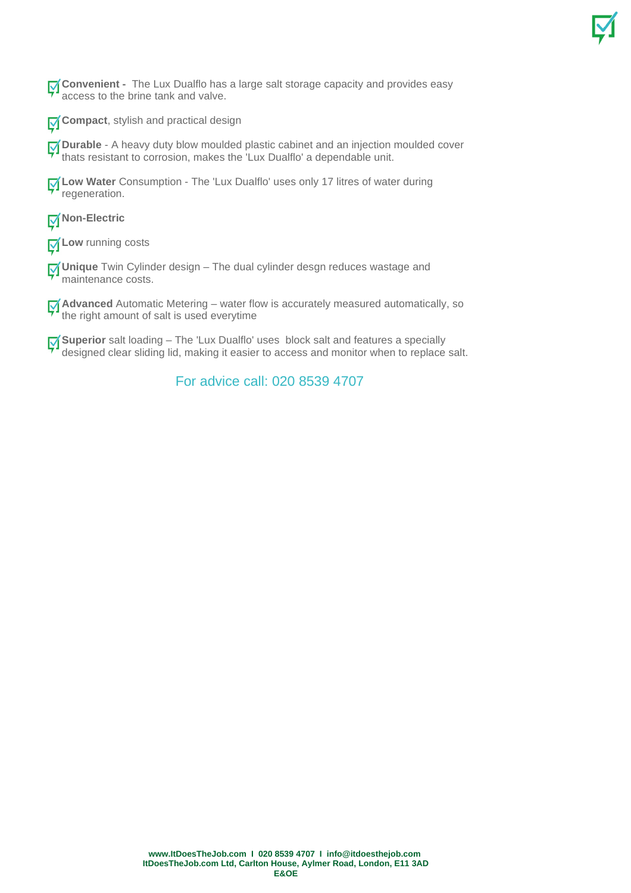- **Convenient -** The Lux Dualflo has a large salt storage capacity and provides easy access to the brine tank and valve.
- **Compact**, stylish and practical design
- **Durable** - A heavy duty blow moulded plastic cabinet and an injection moulded cover thats resistant to corrosion, makes the 'Lux Dualflo' a dependable unit.
- **Low Water** Consumption - The 'Lux Dualflo' uses only 17 litres of water during regeneration.
- **Non-Electric**
- **Low** running costs
- **Unique** Twin Cylinder design – The dual cylinder desgn reduces wastage and maintenance costs.
- **Advanced** Automatic Metering – water flow is accurately measured automatically, so the right amount of salt is used everytime
- **Superior** salt loading – The 'Lux Dualflo' uses block salt and features a specially designed clear sliding lid, making it easier to access and monitor when to replace salt.

For advice call: 020 8539 4707

**www.ItDoesTheJob.com I 020 8539 4707 I info@itdoesthejob.com**
**ItDoesTheJob.com Ltd, Carlton House, Aylmer Road, London, E11 3AD**
**E&OE**